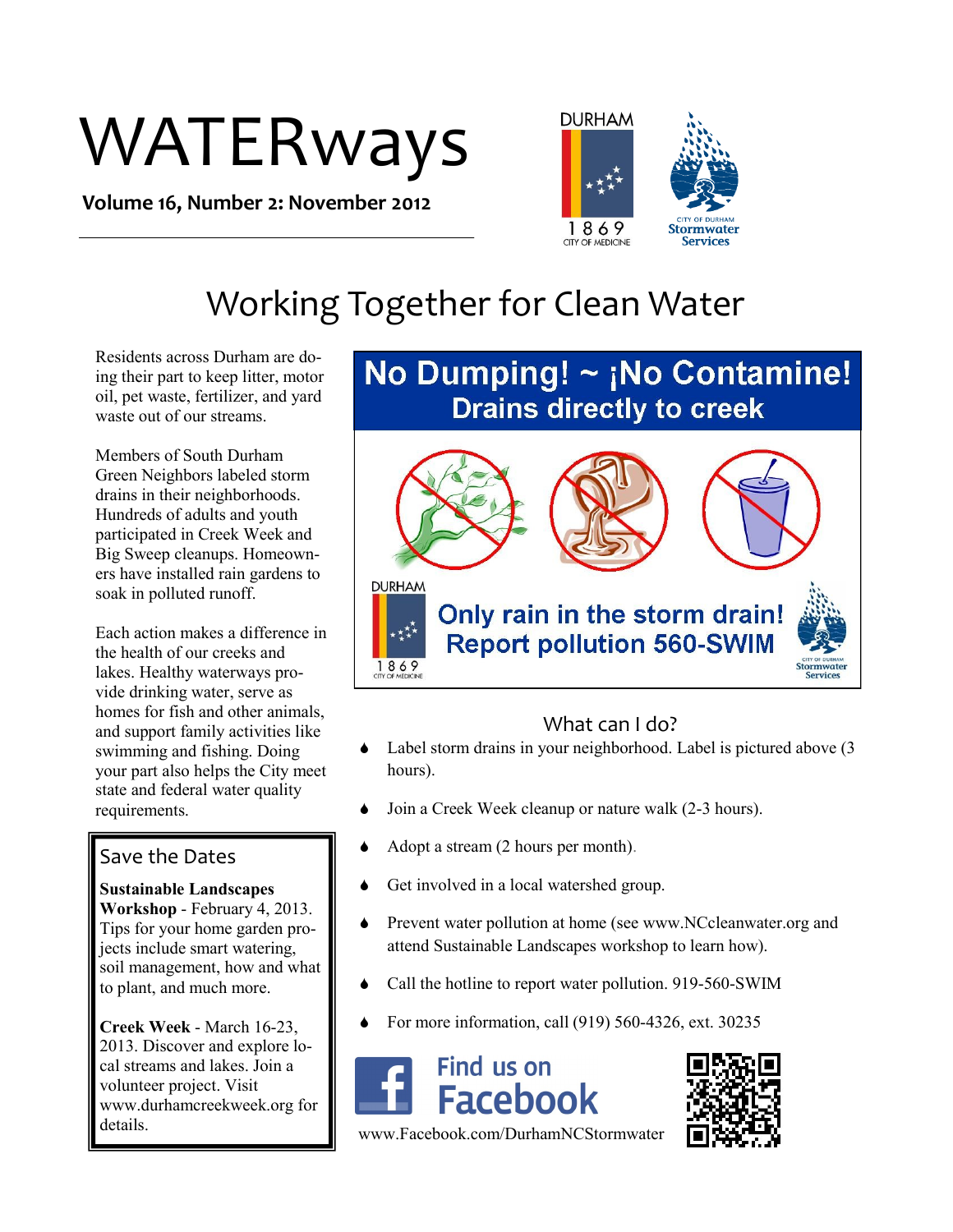# WATERways

**Volume 16, Number 2: November 2012**

DURHAM
1869
CITY OF MEDICINE

CITY OF DURHAM
Stormwater Services

## Working Together for Clean Water

Residents across Durham are doing their part to keep litter, motor oil, pet waste, fertilizer, and yard waste out of our streams.

Members of South Durham Green Neighbors labeled storm drains in their neighborhoods. Hundreds of adults and youth participated in Creek Week and Big Sweep cleanups. Homeowners have installed rain gardens to soak in polluted runoff.

Each action makes a difference in the health of our creeks and lakes. Healthy waterways provide drinking water, serve as homes for fish and other animals, and support family activities like swimming and fishing. Doing your part also helps the City meet state and federal water quality requirements.

### Save the Dates

**Sustainable Landscapes Workshop** - February 4, 2013. Tips for your home garden projects include smart watering, soil management, how and what to plant, and much more.

**Creek Week** - March 16-23, 2013. Discover and explore local streams and lakes. Join a volunteer project. Visit www.durhamcreekweek.org for details.

**No Dumping! ~ ¡No Contamine!**
**Drains directly to creek**

Only rain in the storm drain!
Report pollution 560-SWIM

### What can I do?

- Label storm drains in your neighborhood. Label is pictured above (3 hours).
- Join a Creek Week cleanup or nature walk (2-3 hours).
- Adopt a stream (2 hours per month).
- Get involved in a local watershed group.
- Prevent water pollution at home (see www.NCcleanwater.org and attend Sustainable Landscapes workshop to learn how).
- Call the hotline to report water pollution. 919-560-SWIM
- For more information, call (919) 560-4326, ext. 30235

Find us on Facebook
www.Facebook.com/DurhamNCStormwater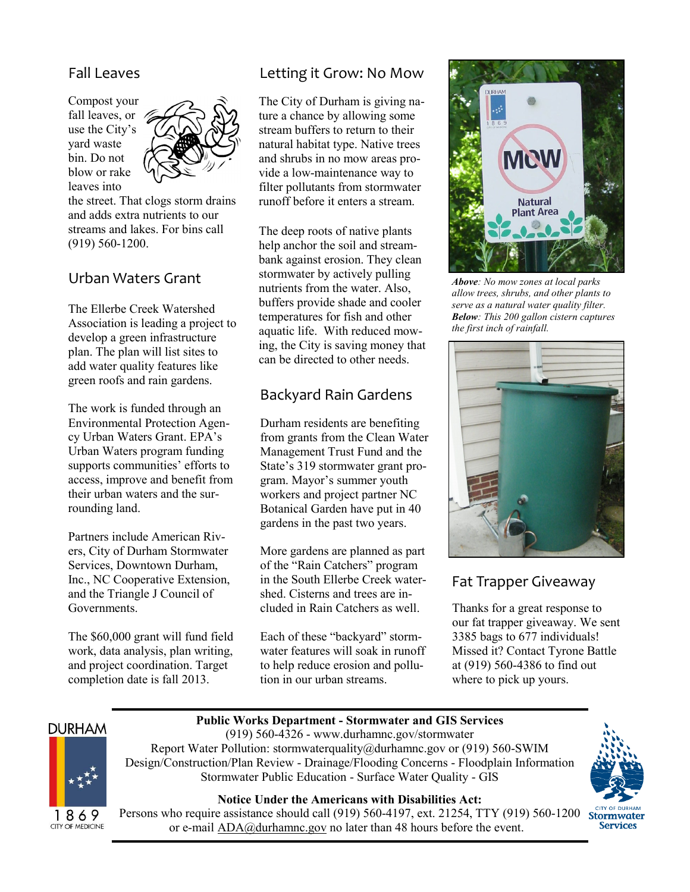## Fall Leaves

Compost your fall leaves, or use the City's yard waste bin. Do not blow or rake leaves into the street. That clogs storm drains and adds extra nutrients to our streams and lakes. For bins call (919) 560-1200.

## Urban Waters Grant

The Ellerbe Creek Watershed Association is leading a project to develop a green infrastructure plan. The plan will list sites to add water quality features like green roofs and rain gardens.

The work is funded through an Environmental Protection Agency Urban Waters Grant. EPA's Urban Waters program funding supports communities' efforts to access, improve and benefit from their urban waters and the surrounding land.

Partners include American Rivers, City of Durham Stormwater Services, Downtown Durham, Inc., NC Cooperative Extension, and the Triangle J Council of Governments.

The $60,000 grant will fund field work, data analysis, plan writing, and project coordination. Target completion date is fall 2013.

## Letting it Grow: No Mow

The City of Durham is giving nature a chance by allowing some stream buffers to return to their natural habitat type. Native trees and shrubs in no mow areas provide a low-maintenance way to filter pollutants from stormwater runoff before it enters a stream.

The deep roots of native plants help anchor the soil and streambank against erosion. They clean stormwater by actively pulling nutrients from the water. Also, buffers provide shade and cooler temperatures for fish and other aquatic life. With reduced mowing, the City is saving money that can be directed to other needs.

## Backyard Rain Gardens

Durham residents are benefiting from grants from the Clean Water Management Trust Fund and the State's 319 stormwater grant program. Mayor's summer youth workers and project partner NC Botanical Garden have put in 40 gardens in the past two years.

More gardens are planned as part of the "Rain Catchers" program in the South Ellerbe Creek watershed. Cisterns and trees are included in Rain Catchers as well.

Each of these "backyard" stormwater features will soak in runoff to help reduce erosion and pollution in our urban streams.

***Above**: No mow zones at local parks allow trees, shrubs, and other plants to serve as a natural water quality filter.*
***Below**: This 200 gallon cistern captures the first inch of rainfall.*

## Fat Trapper Giveaway

Thanks for a great response to our fat trapper giveaway. We sent 3385 bags to 677 individuals! Missed it? Contact Tyrone Battle at (919) 560-4386 to find out where to pick up yours.

---

**Public Works Department - Stormwater and GIS Services**
(919) 560-4326 - www.durhamnc.gov/stormwater
Report Water Pollution: stormwaterquality@durhamnc.gov or (919) 560-SWIM
Design/Construction/Plan Review - Drainage/Flooding Concerns - Floodplain Information
Stormwater Public Education - Surface Water Quality - GIS

**Notice Under the Americans with Disabilities Act:**
Persons who require assistance should call (919) 560-4197, ext. 21254, TTY (919) 560-1200 or e-mail ADA@durhamnc.gov no later than 48 hours before the event.